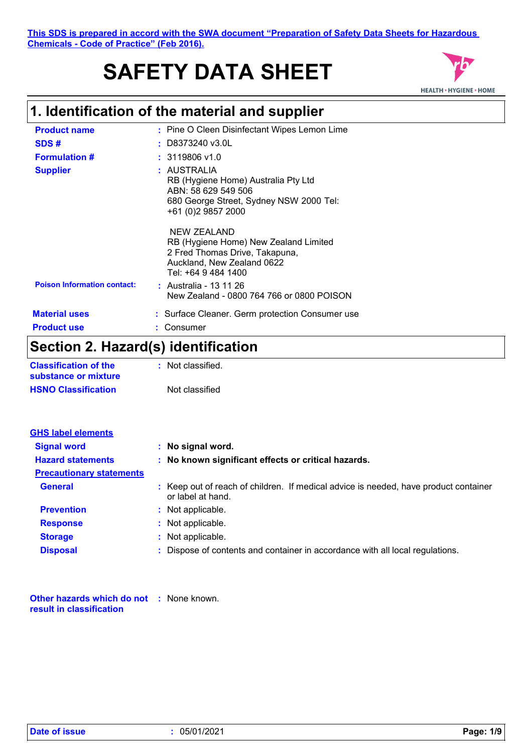This SDS is prepared in accord with the SWA document "Preparation of Safety Data Sheets for Hazardous Chemicals - Code of Practice" (Feb 2016).

# SAFETY DATA SHEET

HEALTH • HYGIENE • HOME

## 1. Identification of the material and supplier

**Product name** : Pine O Cleen Disinfectant Wipes Lemon Lime

**SDS #** : D8373240 v3.0L

**Formulation #** : 3119806 v1.0

**Supplier** : AUSTRALIA
RB (Hygiene Home) Australia Pty Ltd
ABN: 58 629 549 506
680 George Street, Sydney NSW 2000 Tel:
+61 (0)2 9857 2000

NEW ZEALAND
RB (Hygiene Home) New Zealand Limited
2 Fred Thomas Drive, Takapuna,
Auckland, New Zealand 0622
Tel: +64 9 484 1400

**Poison Information contact:** : Australia - 13 11 26
New Zealand - 0800 764 766 or 0800 POISON

**Material uses** : Surface Cleaner. Germ protection Consumer use

**Product use** : Consumer

## Section 2. Hazard(s) identification

**Classification of the substance or mixture** : Not classified.

**HSNO Classification** Not classified

**GHS label elements**

**Signal word** : **No signal word.**

**Hazard statements** : **No known significant effects or critical hazards.**

**Precautionary statements**

**General** : Keep out of reach of children. If medical advice is needed, have product container or label at hand.

**Prevention** : Not applicable.

**Response** : Not applicable.

**Storage** : Not applicable.

**Disposal** : Dispose of contents and container in accordance with all local regulations.

**Other hazards which do not result in classification** : None known.

**Date of issue** : 05/01/2021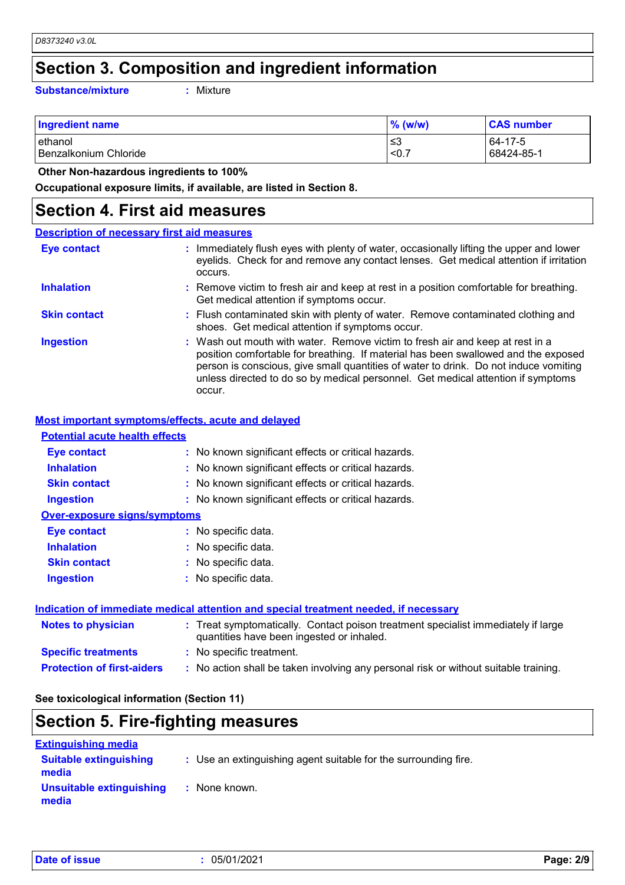## Section 3. Composition and ingredient information

**Substance/mixture** : Mixture

| Ingredient name | % (w/w) | CAS number |
|---|---|---|
| ethanol | ≤3 | 64-17-5 |
| Benzalkonium Chloride | <0.7 | 68424-85-1 |

**Other Non-hazardous ingredients to 100%**

**Occupational exposure limits, if available, are listed in Section 8.**

## Section 4. First aid measures

**Description of necessary first aid measures**

**Eye contact** : Immediately flush eyes with plenty of water, occasionally lifting the upper and lower eyelids. Check for and remove any contact lenses. Get medical attention if irritation occurs.

**Inhalation** : Remove victim to fresh air and keep at rest in a position comfortable for breathing. Get medical attention if symptoms occur.

**Skin contact** : Flush contaminated skin with plenty of water. Remove contaminated clothing and shoes. Get medical attention if symptoms occur.

**Ingestion** : Wash out mouth with water. Remove victim to fresh air and keep at rest in a position comfortable for breathing. If material has been swallowed and the exposed person is conscious, give small quantities of water to drink. Do not induce vomiting unless directed to do so by medical personnel. Get medical attention if symptoms occur.

**Most important symptoms/effects, acute and delayed**

**Potential acute health effects**

**Eye contact** : No known significant effects or critical hazards.

**Inhalation** : No known significant effects or critical hazards.

**Skin contact** : No known significant effects or critical hazards.

**Ingestion** : No known significant effects or critical hazards.

**Over-exposure signs/symptoms**

**Eye contact** : No specific data.

**Inhalation** : No specific data.

**Skin contact** : No specific data.

**Ingestion** : No specific data.

**Indication of immediate medical attention and special treatment needed, if necessary**

**Notes to physician** : Treat symptomatically. Contact poison treatment specialist immediately if large quantities have been ingested or inhaled.

**Specific treatments** : No specific treatment.

**Protection of first-aiders** : No action shall be taken involving any personal risk or without suitable training.

**See toxicological information (Section 11)**

## Section 5. Fire-fighting measures

**Extinguishing media**

**Suitable extinguishing media** : Use an extinguishing agent suitable for the surrounding fire.

**Unsuitable extinguishing media** : None known.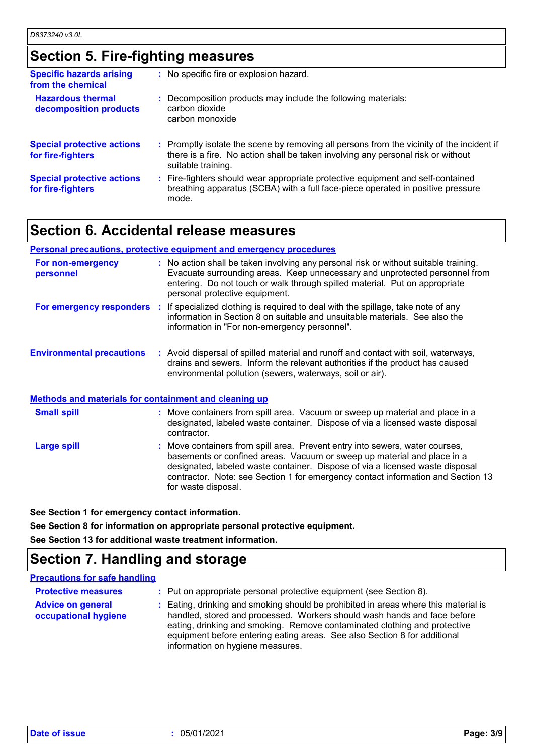## Section 5. Fire-fighting measures

| | |
|---|---|
| **Specific hazards arising from the chemical** | : No specific fire or explosion hazard. |
| **Hazardous thermal decomposition products** | : Decomposition products may include the following materials: carbon dioxide carbon monoxide |
| **Special protective actions for fire-fighters** | : Promptly isolate the scene by removing all persons from the vicinity of the incident if there is a fire. No action shall be taken involving any personal risk or without suitable training. |
| **Special protective actions for fire-fighters** | : Fire-fighters should wear appropriate protective equipment and self-contained breathing apparatus (SCBA) with a full face-piece operated in positive pressure mode. |

## Section 6. Accidental release measures

### Personal precautions, protective equipment and emergency procedures

| | |
|---|---|
| **For non-emergency personnel** | : No action shall be taken involving any personal risk or without suitable training. Evacuate surrounding areas. Keep unnecessary and unprotected personnel from entering. Do not touch or walk through spilled material. Put on appropriate personal protective equipment. |
| **For emergency responders** | : If specialized clothing is required to deal with the spillage, take note of any information in Section 8 on suitable and unsuitable materials. See also the information in "For non-emergency personnel". |
| **Environmental precautions** | : Avoid dispersal of spilled material and runoff and contact with soil, waterways, drains and sewers. Inform the relevant authorities if the product has caused environmental pollution (sewers, waterways, soil or air). |

### Methods and materials for containment and cleaning up

| | |
|---|---|
| **Small spill** | : Move containers from spill area. Vacuum or sweep up material and place in a designated, labeled waste container. Dispose of via a licensed waste disposal contractor. |
| **Large spill** | : Move containers from spill area. Prevent entry into sewers, water courses, basements or confined areas. Vacuum or sweep up material and place in a designated, labeled waste container. Dispose of via a licensed waste disposal contractor. Note: see Section 1 for emergency contact information and Section 13 for waste disposal. |

**See Section 1 for emergency contact information.**

**See Section 8 for information on appropriate personal protective equipment.**

**See Section 13 for additional waste treatment information.**

## Section 7. Handling and storage

### Precautions for safe handling

| | |
|---|---|
| **Protective measures** | : Put on appropriate personal protective equipment (see Section 8). |
| **Advice on general occupational hygiene** | : Eating, drinking and smoking should be prohibited in areas where this material is handled, stored and processed. Workers should wash hands and face before eating, drinking and smoking. Remove contaminated clothing and protective equipment before entering eating areas. See also Section 8 for additional information on hygiene measures. |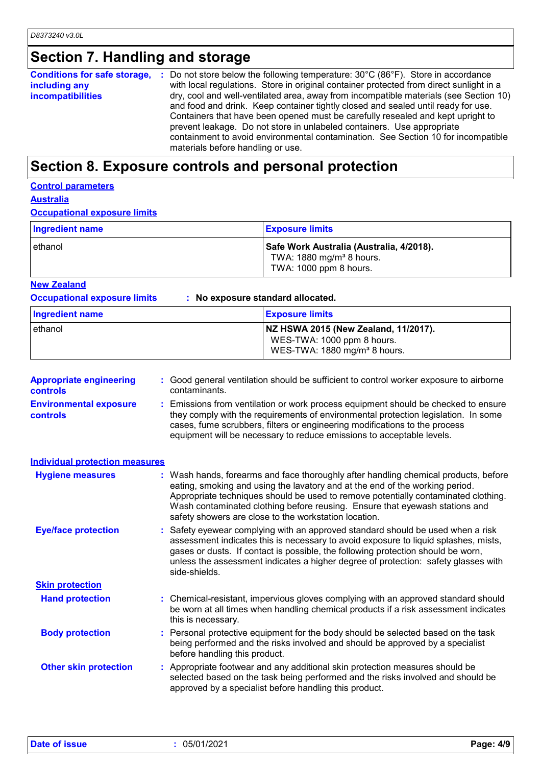## Section 7. Handling and storage

**Conditions for safe storage, including any incompatibilities** : Do not store below the following temperature: 30°C (86°F). Store in accordance with local regulations. Store in original container protected from direct sunlight in a dry, cool and well-ventilated area, away from incompatible materials (see Section 10) and food and drink. Keep container tightly closed and sealed until ready for use. Containers that have been opened must be carefully resealed and kept upright to prevent leakage. Do not store in unlabeled containers. Use appropriate containment to avoid environmental contamination. See Section 10 for incompatible materials before handling or use.

## Section 8. Exposure controls and personal protection

**Control parameters**

**Australia**

**Occupational exposure limits**

| Ingredient name | Exposure limits |
|---|---|
| ethanol | **Safe Work Australia (Australia, 4/2018).**<br>TWA: 1880 mg/m³ 8 hours.<br>TWA: 1000 ppm 8 hours. |

**New Zealand**

**Occupational exposure limits** : **No exposure standard allocated.**

| Ingredient name | Exposure limits |
|---|---|
| ethanol | **NZ HSWA 2015 (New Zealand, 11/2017).**<br>WES-TWA: 1000 ppm 8 hours.<br>WES-TWA: 1880 mg/m³ 8 hours. |

**Appropriate engineering controls** : Good general ventilation should be sufficient to control worker exposure to airborne contaminants.

**Environmental exposure controls** : Emissions from ventilation or work process equipment should be checked to ensure they comply with the requirements of environmental protection legislation. In some cases, fume scrubbers, filters or engineering modifications to the process equipment will be necessary to reduce emissions to acceptable levels.

**Individual protection measures**

**Hygiene measures** : Wash hands, forearms and face thoroughly after handling chemical products, before eating, smoking and using the lavatory and at the end of the working period. Appropriate techniques should be used to remove potentially contaminated clothing. Wash contaminated clothing before reusing. Ensure that eyewash stations and safety showers are close to the workstation location.

**Eye/face protection** : Safety eyewear complying with an approved standard should be used when a risk assessment indicates this is necessary to avoid exposure to liquid splashes, mists, gases or dusts. If contact is possible, the following protection should be worn, unless the assessment indicates a higher degree of protection: safety glasses with side-shields.

**Skin protection**

**Hand protection** : Chemical-resistant, impervious gloves complying with an approved standard should be worn at all times when handling chemical products if a risk assessment indicates this is necessary.

**Body protection** : Personal protective equipment for the body should be selected based on the task being performed and the risks involved and should be approved by a specialist before handling this product.

**Other skin protection** : Appropriate footwear and any additional skin protection measures should be selected based on the task being performed and the risks involved and should be approved by a specialist before handling this product.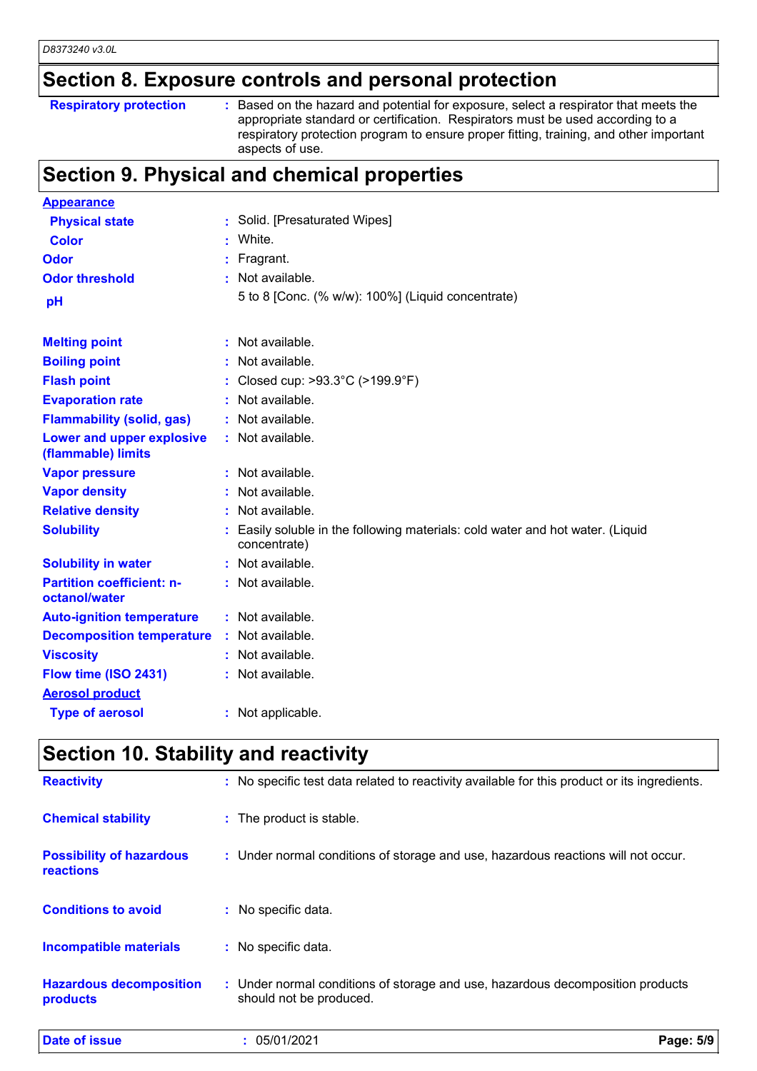## Section 8. Exposure controls and personal protection

| | |
|---|---|
| **Respiratory protection** | : Based on the hazard and potential for exposure, select a respirator that meets the appropriate standard or certification. Respirators must be used according to a respiratory protection program to ensure proper fitting, training, and other important aspects of use. |

## Section 9. Physical and chemical properties

| | |
|---|---|
| **Appearance** | |
| **Physical state** | : Solid. [Presaturated Wipes] |
| **Color** | : White. |
| **Odor** | : Fragrant. |
| **Odor threshold** | : Not available. |
| **pH** | 5 to 8 [Conc. (% w/w): 100%] (Liquid concentrate) |
| **Melting point** | : Not available. |
| **Boiling point** | : Not available. |
| **Flash point** | : Closed cup: >93.3°C (>199.9°F) |
| **Evaporation rate** | : Not available. |
| **Flammability (solid, gas)** | : Not available. |
| **Lower and upper explosive (flammable) limits** | : Not available. |
| **Vapor pressure** | : Not available. |
| **Vapor density** | : Not available. |
| **Relative density** | : Not available. |
| **Solubility** | : Easily soluble in the following materials: cold water and hot water. (Liquid concentrate) |
| **Solubility in water** | : Not available. |
| **Partition coefficient: n-octanol/water** | : Not available. |
| **Auto-ignition temperature** | : Not available. |
| **Decomposition temperature** | : Not available. |
| **Viscosity** | : Not available. |
| **Flow time (ISO 2431)** | : Not available. |
| **Aerosol product** | |
| **Type of aerosol** | : Not applicable. |

## Section 10. Stability and reactivity

| | |
|---|---|
| **Reactivity** | : No specific test data related to reactivity available for this product or its ingredients. |
| **Chemical stability** | : The product is stable. |
| **Possibility of hazardous reactions** | : Under normal conditions of storage and use, hazardous reactions will not occur. |
| **Conditions to avoid** | : No specific data. |
| **Incompatible materials** | : No specific data. |
| **Hazardous decomposition products** | : Under normal conditions of storage and use, hazardous decomposition products should not be produced. |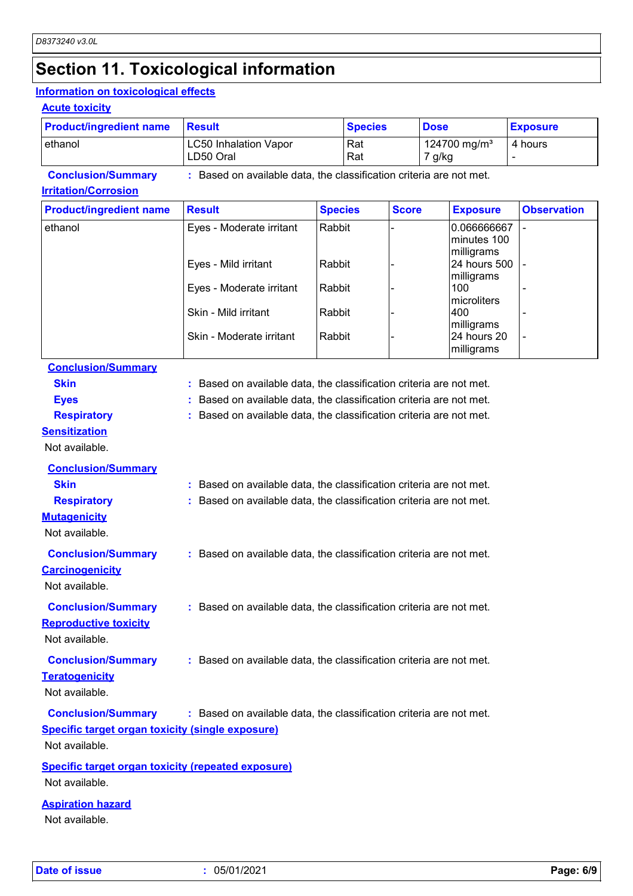## Section 11. Toxicological information

### Information on toxicological effects

**Acute toxicity**

| Product/ingredient name | Result | Species | Dose | Exposure |
|---|---|---|---|---|
| ethanol | LC50 Inhalation Vapor<br>LD50 Oral | Rat<br>Rat | 124700 mg/m³<br>7 g/kg | 4 hours<br>- |

**Conclusion/Summary** : Based on available data, the classification criteria are not met.

**Irritation/Corrosion**

| Product/ingredient name | Result | Species | Score | Exposure | Observation |
|---|---|---|---|---|---|
| ethanol | Eyes - Moderate irritant | Rabbit | - | 0.066666667 minutes 100 milligrams | - |
| | Eyes - Mild irritant | Rabbit | - | 24 hours 500 milligrams | - |
| | Eyes - Moderate irritant | Rabbit | - | 100 microliters | - |
| | Skin - Mild irritant | Rabbit | - | 400 milligrams | - |
| | Skin - Moderate irritant | Rabbit | - | 24 hours 20 milligrams | - |

**Conclusion/Summary**

**Skin** : Based on available data, the classification criteria are not met.

**Eyes** : Based on available data, the classification criteria are not met.

**Respiratory** : Based on available data, the classification criteria are not met.

**Sensitization**

Not available.

**Conclusion/Summary**

**Skin** : Based on available data, the classification criteria are not met.

**Respiratory** : Based on available data, the classification criteria are not met.

**Mutagenicity**

Not available.

**Conclusion/Summary** : Based on available data, the classification criteria are not met.

**Carcinogenicity**

Not available.

**Conclusion/Summary** : Based on available data, the classification criteria are not met.

**Reproductive toxicity**

Not available.

**Conclusion/Summary** : Based on available data, the classification criteria are not met.

**Teratogenicity**

Not available.

**Conclusion/Summary** : Based on available data, the classification criteria are not met.

**Specific target organ toxicity (single exposure)**

Not available.

**Specific target organ toxicity (repeated exposure)**

Not available.

**Aspiration hazard**

Not available.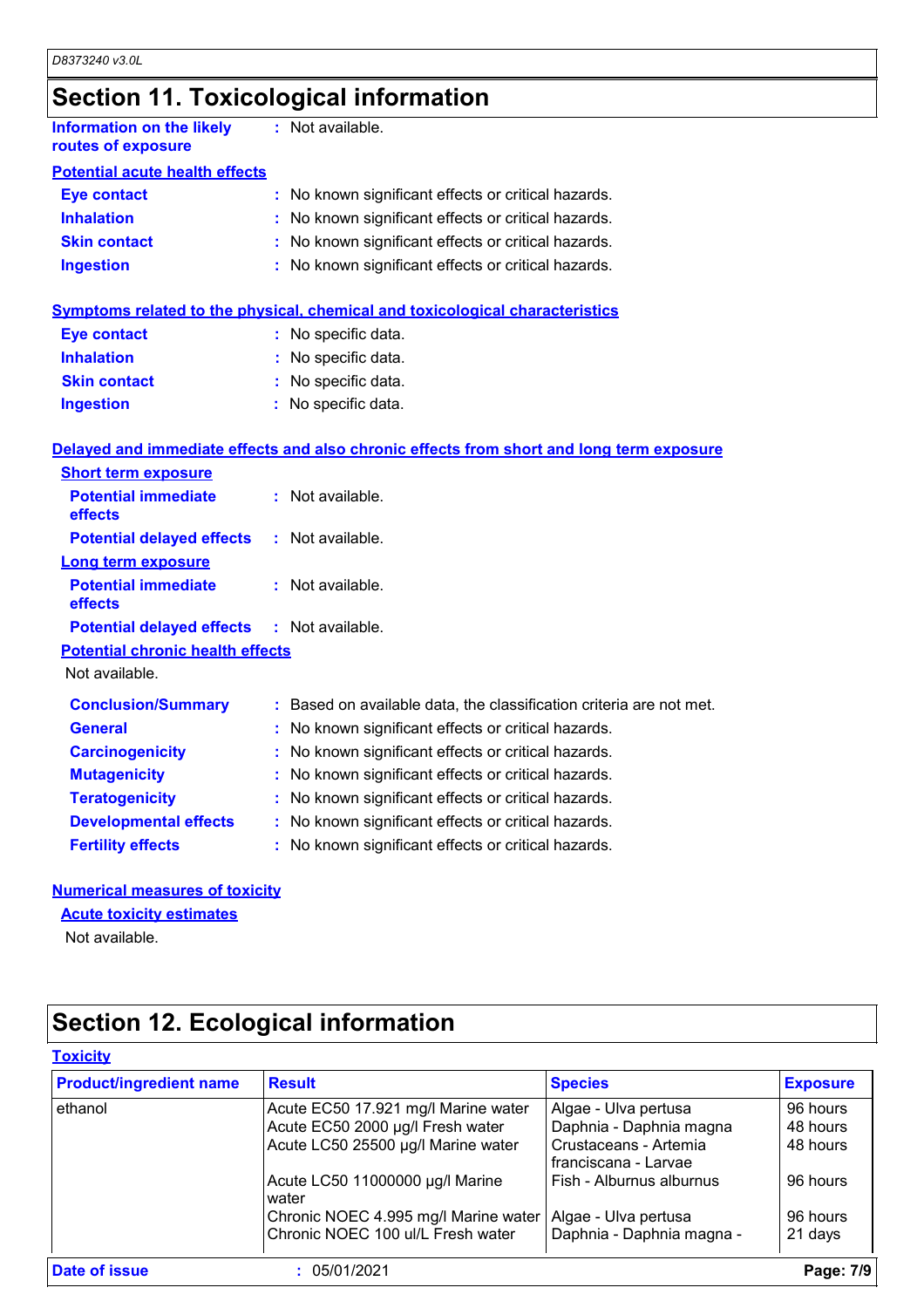## Section 11. Toxicological information

**Information on the likely routes of exposure** : Not available.

**Potential acute health effects**

| | |
|---|---|
| **Eye contact** | : No known significant effects or critical hazards. |
| **Inhalation** | : No known significant effects or critical hazards. |
| **Skin contact** | : No known significant effects or critical hazards. |
| **Ingestion** | : No known significant effects or critical hazards. |

**Symptoms related to the physical, chemical and toxicological characteristics**

| | |
|---|---|
| **Eye contact** | : No specific data. |
| **Inhalation** | : No specific data. |
| **Skin contact** | : No specific data. |
| **Ingestion** | : No specific data. |

**Delayed and immediate effects and also chronic effects from short and long term exposure**

**Short term exposure**

| | |
|---|---|
| **Potential immediate effects** | : Not available. |
| **Potential delayed effects** | : Not available. |

**Long term exposure**

| | |
|---|---|
| **Potential immediate effects** | : Not available. |
| **Potential delayed effects** | : Not available. |

**Potential chronic health effects**

Not available.

| | |
|---|---|
| **Conclusion/Summary** | : Based on available data, the classification criteria are not met. |
| **General** | : No known significant effects or critical hazards. |
| **Carcinogenicity** | : No known significant effects or critical hazards. |
| **Mutagenicity** | : No known significant effects or critical hazards. |
| **Teratogenicity** | : No known significant effects or critical hazards. |
| **Developmental effects** | : No known significant effects or critical hazards. |
| **Fertility effects** | : No known significant effects or critical hazards. |

**Numerical measures of toxicity**

**Acute toxicity estimates**

Not available.

## Section 12. Ecological information

**Toxicity**

| Product/ingredient name | Result | Species | Exposure |
|---|---|---|---|
| ethanol | Acute EC50 17.921 mg/l Marine water | Algae - Ulva pertusa | 96 hours |
| | Acute EC50 2000 µg/l Fresh water | Daphnia - Daphnia magna | 48 hours |
| | Acute LC50 25500 µg/l Marine water | Crustaceans - Artemia franciscana - Larvae | 48 hours |
| | Acute LC50 11000000 µg/l Marine water | Fish - Alburnus alburnus | 96 hours |
| | Chronic NOEC 4.995 mg/l Marine water | Algae - Ulva pertusa | 96 hours |
| | Chronic NOEC 100 ul/L Fresh water | Daphnia - Daphnia magna - | 21 days |

**Date of issue** : 05/01/2021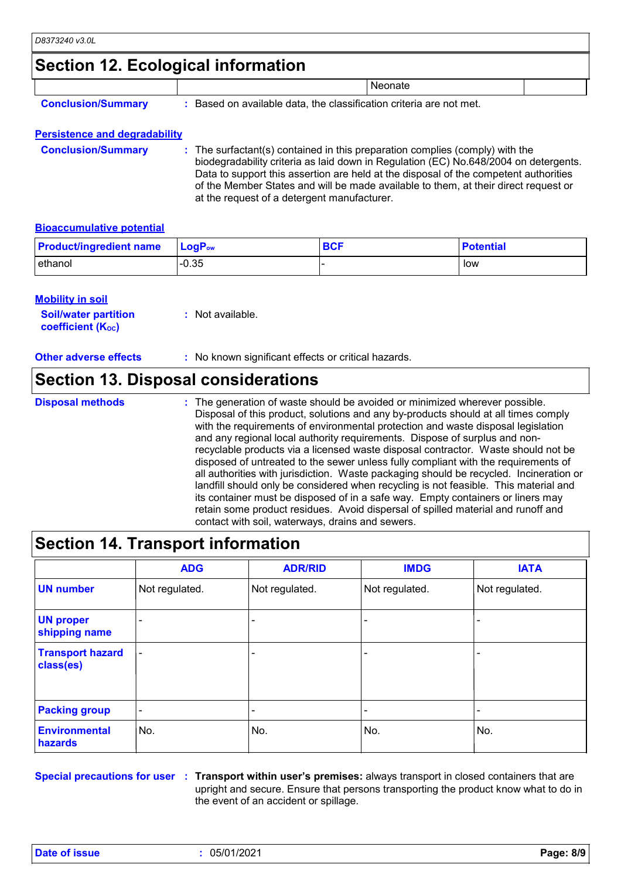## Section 12. Ecological information

| | | Neonate | |
|---|---|---|---|

**Conclusion/Summary** : Based on available data, the classification criteria are not met.

### Persistence and degradability

**Conclusion/Summary** : The surfactant(s) contained in this preparation complies (comply) with the biodegradability criteria as laid down in Regulation (EC) No.648/2004 on detergents. Data to support this assertion are held at the disposal of the competent authorities of the Member States and will be made available to them, at their direct request or at the request of a detergent manufacturer.

### Bioaccumulative potential

| Product/ingredient name | $LogP_{ow}$ | BCF | Potential |
|---|---|---|---|
| ethanol | -0.35 | - | low |

### Mobility in soil

**Soil/water partition coefficient ($K_{OC}$)** : Not available.

**Other adverse effects** : No known significant effects or critical hazards.

## Section 13. Disposal considerations

**Disposal methods** : The generation of waste should be avoided or minimized wherever possible. Disposal of this product, solutions and any by-products should at all times comply with the requirements of environmental protection and waste disposal legislation and any regional local authority requirements. Dispose of surplus and non-recyclable products via a licensed waste disposal contractor. Waste should not be disposed of untreated to the sewer unless fully compliant with the requirements of all authorities with jurisdiction. Waste packaging should be recycled. Incineration or landfill should only be considered when recycling is not feasible. This material and its container must be disposed of in a safe way. Empty containers or liners may retain some product residues. Avoid dispersal of spilled material and runoff and contact with soil, waterways, drains and sewers.

## Section 14. Transport information

| | ADG | ADR/RID | IMDG | IATA |
|---|---|---|---|---|
| UN number | Not regulated. | Not regulated. | Not regulated. | Not regulated. |
| UN proper shipping name | - | - | - | - |
| Transport hazard class(es) | - | - | - | - |
| Packing group | - | - | - | - |
| Environmental hazards | No. | No. | No. | No. |

**Special precautions for user** : **Transport within user's premises:** always transport in closed containers that are upright and secure. Ensure that persons transporting the product know what to do in the event of an accident or spillage.

**Date of issue** : 05/01/2021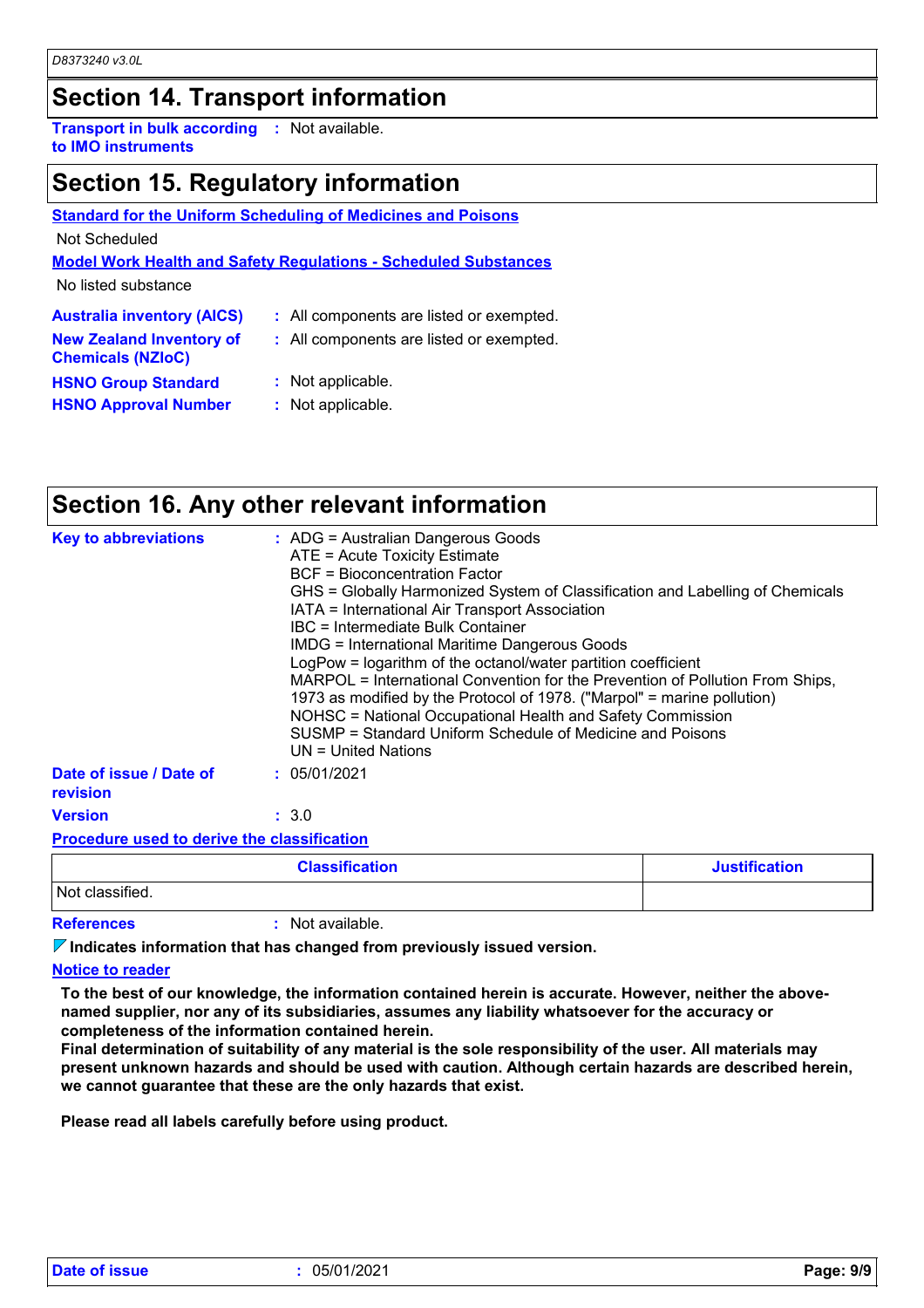## Section 14. Transport information

**Transport in bulk according to IMO instruments** : Not available.

## Section 15. Regulatory information

**Standard for the Uniform Scheduling of Medicines and Poisons**

Not Scheduled

**Model Work Health and Safety Regulations - Scheduled Substances**

No listed substance

**Australia inventory (AICS)** : All components are listed or exempted.

**New Zealand Inventory of Chemicals (NZIoC)** : All components are listed or exempted.

**HSNO Group Standard** : Not applicable.

**HSNO Approval Number** : Not applicable.

## Section 16. Any other relevant information

**Key to abbreviations** :
ADG = Australian Dangerous Goods
ATE = Acute Toxicity Estimate
BCF = Bioconcentration Factor
GHS = Globally Harmonized System of Classification and Labelling of Chemicals
IATA = International Air Transport Association
IBC = Intermediate Bulk Container
IMDG = International Maritime Dangerous Goods
LogPow = logarithm of the octanol/water partition coefficient
MARPOL = International Convention for the Prevention of Pollution From Ships, 1973 as modified by the Protocol of 1978. ("Marpol" = marine pollution)
NOHSC = National Occupational Health and Safety Commission
SUSMP = Standard Uniform Schedule of Medicine and Poisons
UN = United Nations

**Date of issue / Date of revision** : 05/01/2021

**Version** : 3.0

**Procedure used to derive the classification**

| Classification | Justification |
| --- | --- |
| Not classified. | |

**References** : Not available.

**Indicates information that has changed from previously issued version.**

**Notice to reader**

**To the best of our knowledge, the information contained herein is accurate. However, neither the above-named supplier, nor any of its subsidiaries, assumes any liability whatsoever for the accuracy or completeness of the information contained herein.**
**Final determination of suitability of any material is the sole responsibility of the user. All materials may present unknown hazards and should be used with caution. Although certain hazards are described herein, we cannot guarantee that these are the only hazards that exist.**

**Please read all labels carefully before using product.**